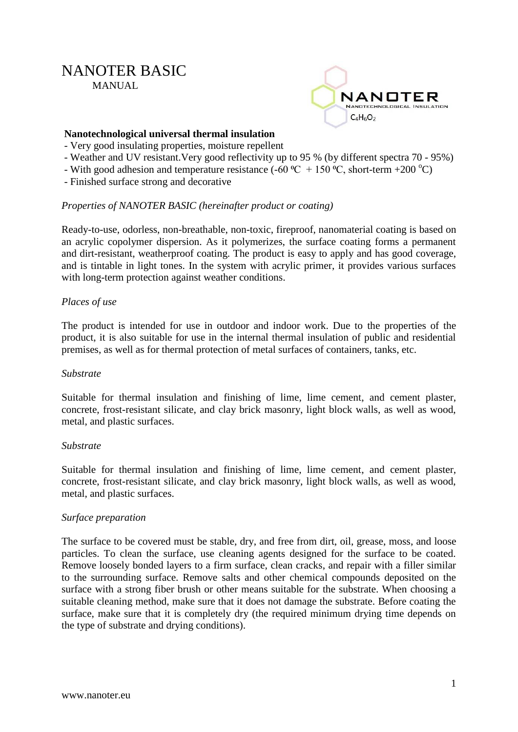# NANOTER BASIC

MANUAL

NANOTER
Nanotechnological Insulation
$C_4H_6O_2$

**Nanotechnological universal thermal insulation**

- Very good insulating properties, moisture repellent
- Weather and UV resistant.Very good reflectivity up to 95 % (by different spectra 70 - 95%)
- With good adhesion and temperature resistance (-60 ºC + 150 ºC, short-term +200 $^o$C)
- Finished surface strong and decorative

*Properties of NANOTER BASIC (hereinafter product or coating)*

Ready-to-use, odorless, non-breathable, non-toxic, fireproof, nanomaterial coating is based on an acrylic copolymer dispersion. As it polymerizes, the surface coating forms a permanent and dirt-resistant, weatherproof coating. The product is easy to apply and has good coverage, and is tintable in light tones. In the system with acrylic primer, it provides various surfaces with long-term protection against weather conditions.

*Places of use*

The product is intended for use in outdoor and indoor work. Due to the properties of the product, it is also suitable for use in the internal thermal insulation of public and residential premises, as well as for thermal protection of metal surfaces of containers, tanks, etc.

*Substrate*

Suitable for thermal insulation and finishing of lime, lime cement, and cement plaster, concrete, frost-resistant silicate, and clay brick masonry, light block walls, as well as wood, metal, and plastic surfaces.

*Substrate*

Suitable for thermal insulation and finishing of lime, lime cement, and cement plaster, concrete, frost-resistant silicate, and clay brick masonry, light block walls, as well as wood, metal, and plastic surfaces.

*Surface preparation*

The surface to be covered must be stable, dry, and free from dirt, oil, grease, moss, and loose particles. To clean the surface, use cleaning agents designed for the surface to be coated. Remove loosely bonded layers to a firm surface, clean cracks, and repair with a filler similar to the surrounding surface. Remove salts and other chemical compounds deposited on the surface with a strong fiber brush or other means suitable for the substrate. When choosing a suitable cleaning method, make sure that it does not damage the substrate. Before coating the surface, make sure that it is completely dry (the required minimum drying time depends on the type of substrate and drying conditions).

www.nanoter.eu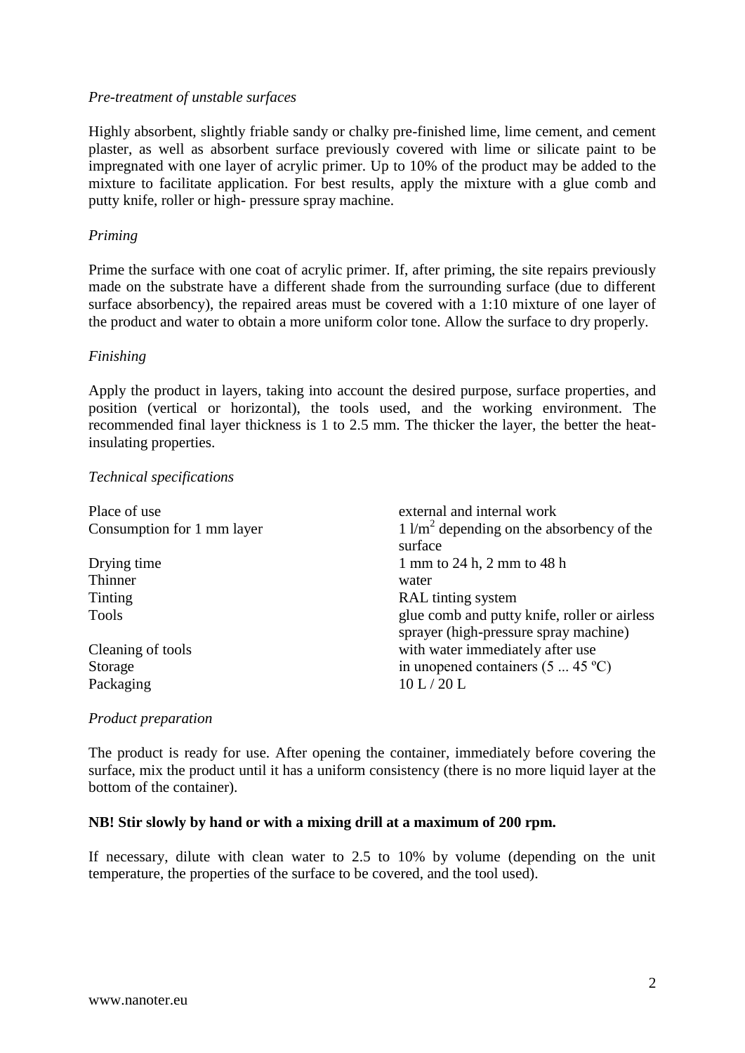*Pre-treatment of unstable surfaces*

Highly absorbent, slightly friable sandy or chalky pre-finished lime, lime cement, and cement plaster, as well as absorbent surface previously covered with lime or silicate paint to be impregnated with one layer of acrylic primer. Up to 10% of the product may be added to the mixture to facilitate application. For best results, apply the mixture with a glue comb and putty knife, roller or high- pressure spray machine.

*Priming*

Prime the surface with one coat of acrylic primer. If, after priming, the site repairs previously made on the substrate have a different shade from the surrounding surface (due to different surface absorbency), the repaired areas must be covered with a 1:10 mixture of one layer of the product and water to obtain a more uniform color tone. Allow the surface to dry properly.

*Finishing*

Apply the product in layers, taking into account the desired purpose, surface properties, and position (vertical or horizontal), the tools used, and the working environment. The recommended final layer thickness is 1 to 2.5 mm. The thicker the layer, the better the heat-insulating properties.

*Technical specifications*

| | |
|---|---|
| Place of use | external and internal work |
| Consumption for 1 mm layer | 1 l/m$^2$ depending on the absorbency of the surface |
| Drying time | 1 mm to 24 h, 2 mm to 48 h |
| Thinner | water |
| Tinting | RAL tinting system |
| Tools | glue comb and putty knife, roller or airless sprayer (high-pressure spray machine) |
| Cleaning of tools | with water immediately after use |
| Storage | in unopened containers (5 ... 45 ºC) |
| Packaging | 10 L / 20 L |

*Product preparation*

The product is ready for use. After opening the container, immediately before covering the surface, mix the product until it has a uniform consistency (there is no more liquid layer at the bottom of the container).

**NB! Stir slowly by hand or with a mixing drill at a maximum of 200 rpm.**

If necessary, dilute with clean water to 2.5 to 10% by volume (depending on the unit temperature, the properties of the surface to be covered, and the tool used).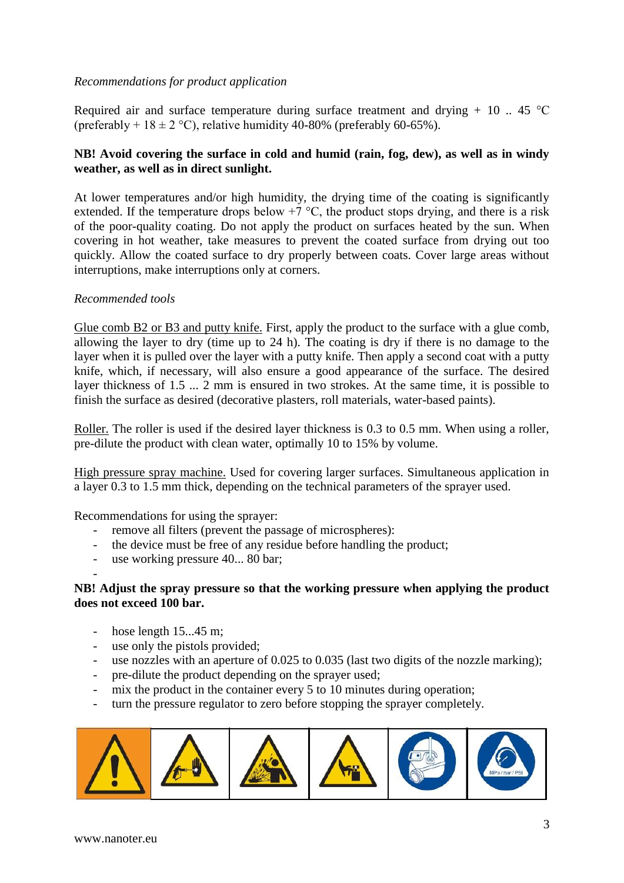*Recommendations for product application*

Required air and surface temperature during surface treatment and drying + 10 .. 45 °C (preferably + 18 ± 2 °C), relative humidity 40-80% (preferably 60-65%).

**NB! Avoid covering the surface in cold and humid (rain, fog, dew), as well as in windy weather, as well as in direct sunlight.**

At lower temperatures and/or high humidity, the drying time of the coating is significantly extended. If the temperature drops below +7 °C, the product stops drying, and there is a risk of the poor-quality coating. Do not apply the product on surfaces heated by the sun. When covering in hot weather, take measures to prevent the coated surface from drying out too quickly. Allow the coated surface to dry properly between coats. Cover large areas without interruptions, make interruptions only at corners.

*Recommended tools*

Glue comb B2 or B3 and putty knife. First, apply the product to the surface with a glue comb, allowing the layer to dry (time up to 24 h). The coating is dry if there is no damage to the layer when it is pulled over the layer with a putty knife. Then apply a second coat with a putty knife, which, if necessary, will also ensure a good appearance of the surface. The desired layer thickness of 1.5 ... 2 mm is ensured in two strokes. At the same time, it is possible to finish the surface as desired (decorative plasters, roll materials, water-based paints).

Roller. The roller is used if the desired layer thickness is 0.3 to 0.5 mm. When using a roller, pre-dilute the product with clean water, optimally 10 to 15% by volume.

High pressure spray machine. Used for covering larger surfaces. Simultaneous application in a layer 0.3 to 1.5 mm thick, depending on the technical parameters of the sprayer used.

Recommendations for using the sprayer:

- remove all filters (prevent the passage of microspheres):
- the device must be free of any residue before handling the product;
- use working pressure 40... 80 bar;
-

**NB! Adjust the spray pressure so that the working pressure when applying the product does not exceed 100 bar.**

- hose length 15...45 m;
- use only the pistols provided;
- use nozzles with an aperture of 0.025 to 0.035 (last two digits of the nozzle marking);
- pre-dilute the product depending on the sprayer used;
- mix the product in the container every 5 to 10 minutes during operation;
- turn the pressure regulator to zero before stopping the sprayer completely.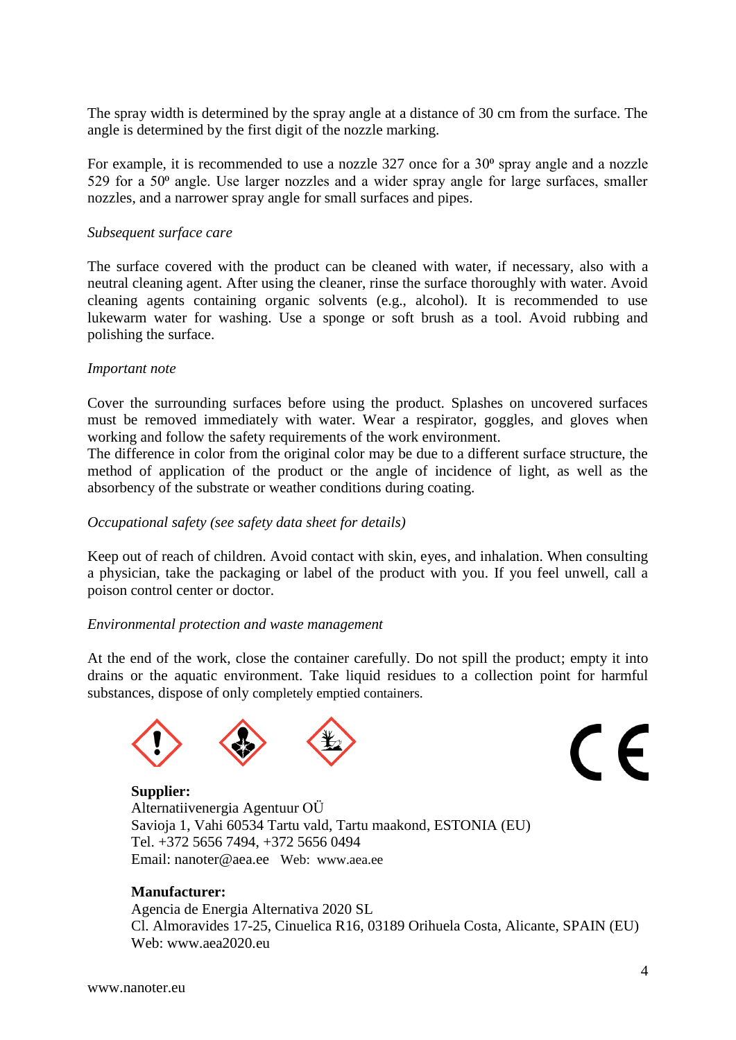The spray width is determined by the spray angle at a distance of 30 cm from the surface. The angle is determined by the first digit of the nozzle marking.

For example, it is recommended to use a nozzle 327 once for a 30º spray angle and a nozzle 529 for a 50º angle. Use larger nozzles and a wider spray angle for large surfaces, smaller nozzles, and a narrower spray angle for small surfaces and pipes.

*Subsequent surface care*

The surface covered with the product can be cleaned with water, if necessary, also with a neutral cleaning agent. After using the cleaner, rinse the surface thoroughly with water. Avoid cleaning agents containing organic solvents (e.g., alcohol). It is recommended to use lukewarm water for washing. Use a sponge or soft brush as a tool. Avoid rubbing and polishing the surface.

*Important note*

Cover the surrounding surfaces before using the product. Splashes on uncovered surfaces must be removed immediately with water. Wear a respirator, goggles, and gloves when working and follow the safety requirements of the work environment.
The difference in color from the original color may be due to a different surface structure, the method of application of the product or the angle of incidence of light, as well as the absorbency of the substrate or weather conditions during coating.

*Occupational safety (see safety data sheet for details)*

Keep out of reach of children. Avoid contact with skin, eyes, and inhalation. When consulting a physician, take the packaging or label of the product with you. If you feel unwell, call a poison control center or doctor.

*Environmental protection and waste management*

At the end of the work, close the container carefully. Do not spill the product; empty it into drains or the aquatic environment. Take liquid residues to a collection point for harmful substances, dispose of only completely emptied containers.

**Supplier:**
Alternatiivenergia Agentuur OÜ
Savioja 1, Vahi 60534 Tartu vald, Tartu maakond, ESTONIA (EU)
Tel. +372 5656 7494, +372 5656 0494
Email: nanoter@aea.ee Web: www.aea.ee

**Manufacturer:**
Agencia de Energia Alternativa 2020 SL
Cl. Almoravides 17-25, Cinuelica R16, 03189 Orihuela Costa, Alicante, SPAIN (EU)
Web: www.aea2020.eu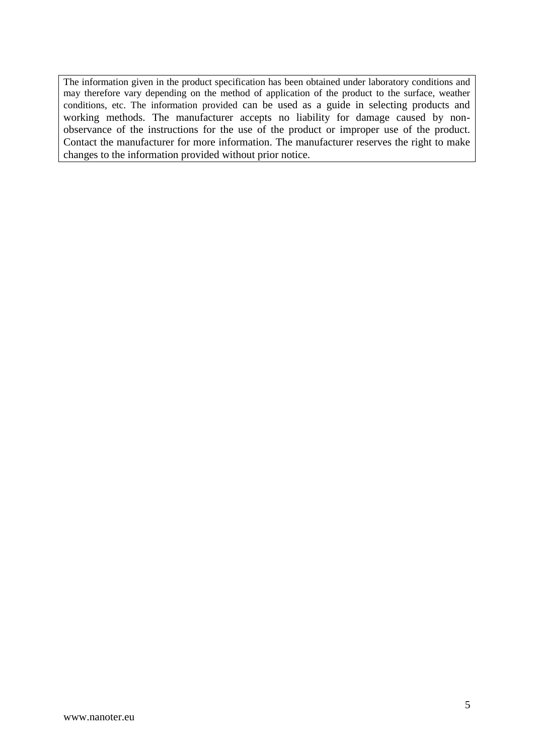The information given in the product specification has been obtained under laboratory conditions and may therefore vary depending on the method of application of the product to the surface, weather conditions, etc. The information provided can be used as a guide in selecting products and working methods. The manufacturer accepts no liability for damage caused by non-observance of the instructions for the use of the product or improper use of the product. Contact the manufacturer for more information. The manufacturer reserves the right to make changes to the information provided without prior notice.